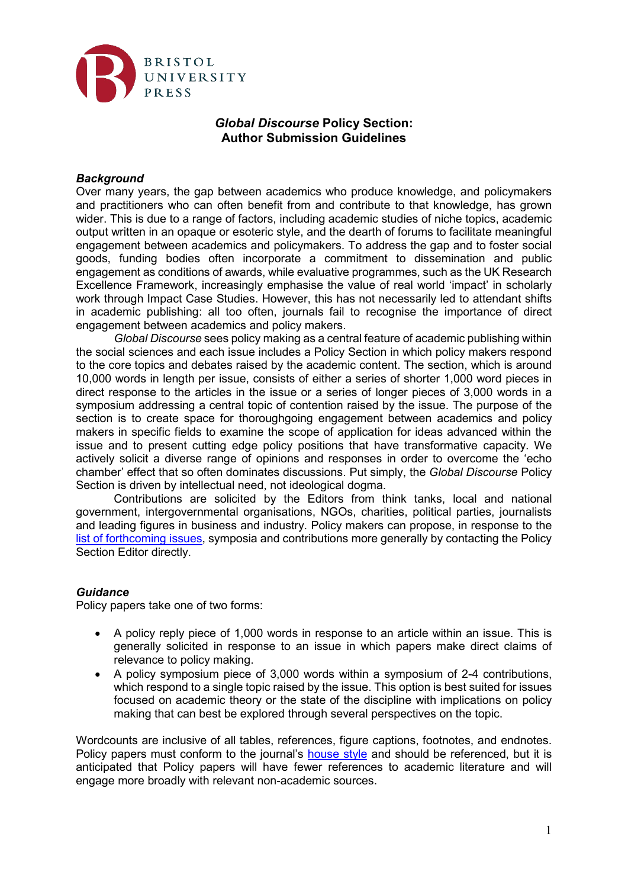BRISTOL UNIVERSITY PRESS

# *Global Discourse* Policy Section: Author Submission Guidelines

### *Background*

Over many years, the gap between academics who produce knowledge, and policymakers and practitioners who can often benefit from and contribute to that knowledge, has grown wider. This is due to a range of factors, including academic studies of niche topics, academic output written in an opaque or esoteric style, and the dearth of forums to facilitate meaningful engagement between academics and policymakers. To address the gap and to foster social goods, funding bodies often incorporate a commitment to dissemination and public engagement as conditions of awards, while evaluative programmes, such as the UK Research Excellence Framework, increasingly emphasise the value of real world 'impact' in scholarly work through Impact Case Studies. However, this has not necessarily led to attendant shifts in academic publishing: all too often, journals fail to recognise the importance of direct engagement between academics and policy makers.

*Global Discourse* sees policy making as a central feature of academic publishing within the social sciences and each issue includes a Policy Section in which policy makers respond to the core topics and debates raised by the academic content. The section, which is around 10,000 words in length per issue, consists of either a series of shorter 1,000 word pieces in direct response to the articles in the issue or a series of longer pieces of 3,000 words in a symposium addressing a central topic of contention raised by the issue. The purpose of the section is to create space for thoroughgoing engagement between academics and policy makers in specific fields to examine the scope of application for ideas advanced within the issue and to present cutting edge policy positions that have transformative capacity. We actively solicit a diverse range of opinions and responses in order to overcome the 'echo chamber' effect that so often dominates discussions. Put simply, the *Global Discourse* Policy Section is driven by intellectual need, not ideological dogma.

Contributions are solicited by the Editors from think tanks, local and national government, intergovernmental organisations, NGOs, charities, political parties, journalists and leading figures in business and industry. Policy makers can propose, in response to the list of forthcoming issues, symposia and contributions more generally by contacting the Policy Section Editor directly.

### *Guidance*

Policy papers take one of two forms:

- A policy reply piece of 1,000 words in response to an article within an issue. This is generally solicited in response to an issue in which papers make direct claims of relevance to policy making.
- A policy symposium piece of 3,000 words within a symposium of 2-4 contributions, which respond to a single topic raised by the issue. This option is best suited for issues focused on academic theory or the state of the discipline with implications on policy making that can best be explored through several perspectives on the topic.

Wordcounts are inclusive of all tables, references, figure captions, footnotes, and endnotes. Policy papers must conform to the journal's house style and should be referenced, but it is anticipated that Policy papers will have fewer references to academic literature and will engage more broadly with relevant non-academic sources.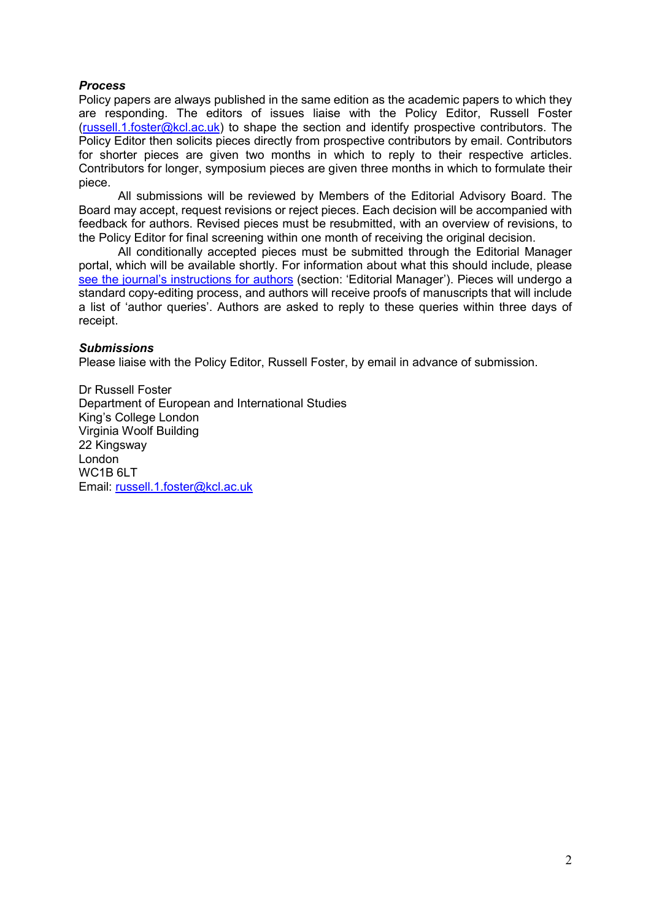### *Process*

Policy papers are always published in the same edition as the academic papers to which they are responding. The editors of issues liaise with the Policy Editor, Russell Foster (russell.1.foster@kcl.ac.uk) to shape the section and identify prospective contributors. The Policy Editor then solicits pieces directly from prospective contributors by email. Contributors for shorter pieces are given two months in which to reply to their respective articles. Contributors for longer, symposium pieces are given three months in which to formulate their piece.

All submissions will be reviewed by Members of the Editorial Advisory Board. The Board may accept, request revisions or reject pieces. Each decision will be accompanied with feedback for authors. Revised pieces must be resubmitted, with an overview of revisions, to the Policy Editor for final screening within one month of receiving the original decision.

All conditionally accepted pieces must be submitted through the Editorial Manager portal, which will be available shortly. For information about what this should include, please see the journal's instructions for authors (section: 'Editorial Manager'). Pieces will undergo a standard copy-editing process, and authors will receive proofs of manuscripts that will include a list of 'author queries'. Authors are asked to reply to these queries within three days of receipt.

### *Submissions*

Please liaise with the Policy Editor, Russell Foster, by email in advance of submission.

Dr Russell Foster
Department of European and International Studies
King's College London
Virginia Woolf Building
22 Kingsway
London
WC1B 6LT
Email: russell.1.foster@kcl.ac.uk